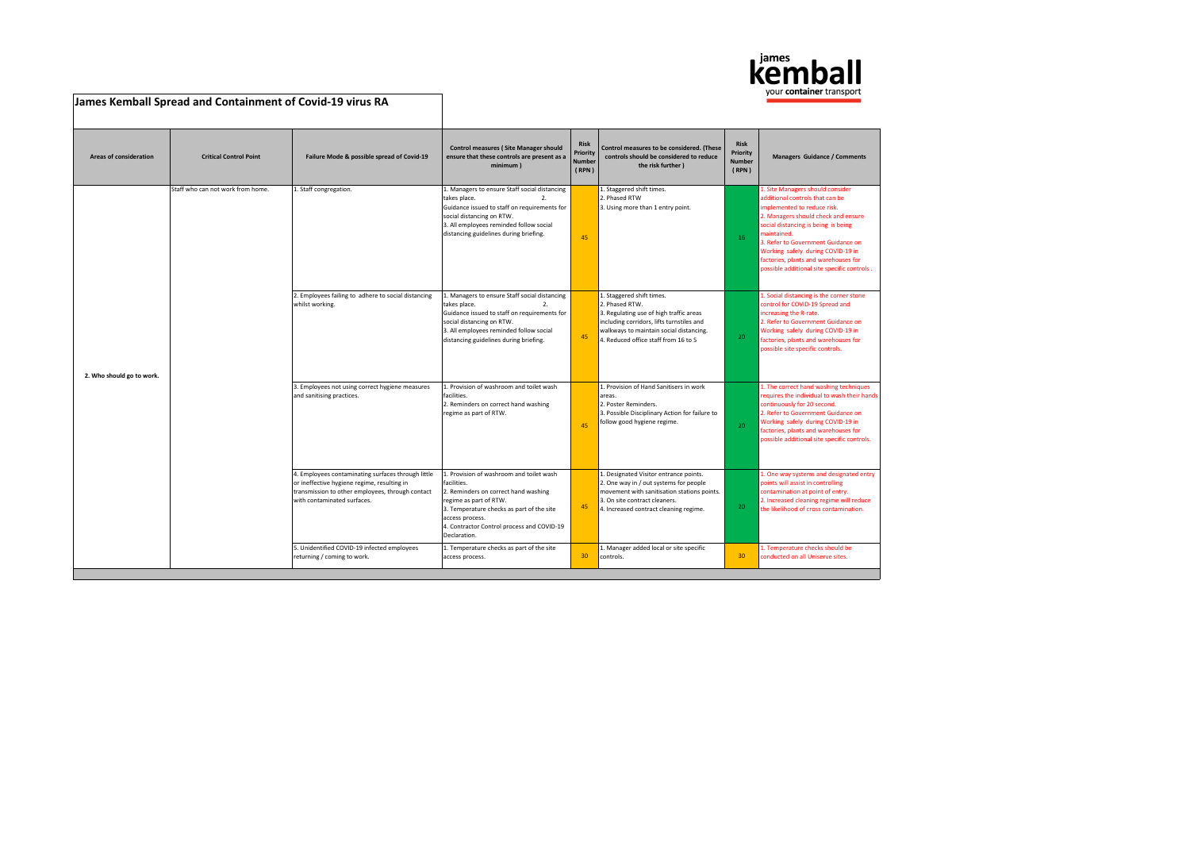# James Kemball Spread and Containment of Covid-19 virus RA

| Areas of consideration | Critical Control Point | Failure Mode & possible spread of Covid-19 | Control measures ( Site Manager should ensure that these controls are present as a minimum ) | Risk Priority Number ( RPN ) | Control measures to be considered. (These controls should be considered to reduce the risk further ) | Risk Priority Number ( RPN ) | Managers Guidance / Comments |
|---|---|---|---|---|---|---|---|
| 2. Who should go to work. | Staff who can not work from home. | 1. Staff congregation. | 1. Managers to ensure Staff social distancing takes place. 2. Guidance issued to staff on requirements for social distancing on RTW. 3. All employees reminded follow social distancing guidelines during briefing. | 45 | 1. Staggered shift times. 2. Phased RTW 3. Using more than 1 entry point. | 16 | 1. Site Managers should consider additional controls that can be implemented to reduce risk. 2. Managers should check and ensure social distancing is being is being maintained. 3. Refer to Government Guidance on Working safely during COVID-19 in factories, plants and warehouses for possible additional site specific controls . |
| | | 2. Employees failing to adhere to social distancing whilst working. | 1. Managers to ensure Staff social distancing takes place. 2. Guidance issued to staff on requirements for social distancing on RTW. 3. All employees reminded follow social distancing guidelines during briefing. | 45 | 1. Staggered shift times. 2. Phased RTW. 3. Regulating use of high traffic areas including corridors, lifts turnstiles and walkways to maintain social distancing. 4. Reduced office staff from 16 to 5 | 20 | 1. Social distancing is the corner stone control for COVID-19 Spread and increasing the R-rate. 2. Refer to Government Guidance on Working safely during COVID-19 in factories, plants and warehouses for possible site specific controls. |
| | | 3. Employees not using correct hygiene measures and sanitising practices. | 1. Provision of washroom and toilet wash facilities. 2. Reminders on correct hand washing regime as part of RTW. | 45 | 1. Provision of Hand Sanitisers in work areas. 2. Poster Reminders. 3. Possible Disciplinary Action for failure to follow good hygiene regime. | 20 | 1. The correct hand washing techniques requires the individual to wash their hands continuously for 20 second. 2. Refer to Government Guidance on Working safely during COVID-19 in factories, plants and warehouses for possible additional site specific controls. |
| | | 4. Employees contaminating surfaces through little or ineffective hygiene regime, resulting in transmission to other employees, through contact with contaminated surfaces. | 1. Provision of washroom and toilet wash facilities. 2. Reminders on correct hand washing regime as part of RTW. 3. Temperature checks as part of the site access process. 4. Contractor Control process and COVID-19 Declaration. | 45 | 1. Designated Visitor entrance points. 2. One way in / out systems for people movement with sanitisation stations points. 3. On site contract cleaners. 4. Increased contract cleaning regime. | 20 | 1. One way systems and designated entry points will assist in controlling contamination at point of entry. 2. Increased cleaning regime will reduce the likelihood of cross contamination. |
| | | 5. Unidentified COVID-19 infected employees returning / coming to work. | 1. Temperature checks as part of the site access process. | 30 | 1. Manager added local or site specific controls. | 30 | 1. Temperature checks should be conducted on all Uniserve sites. |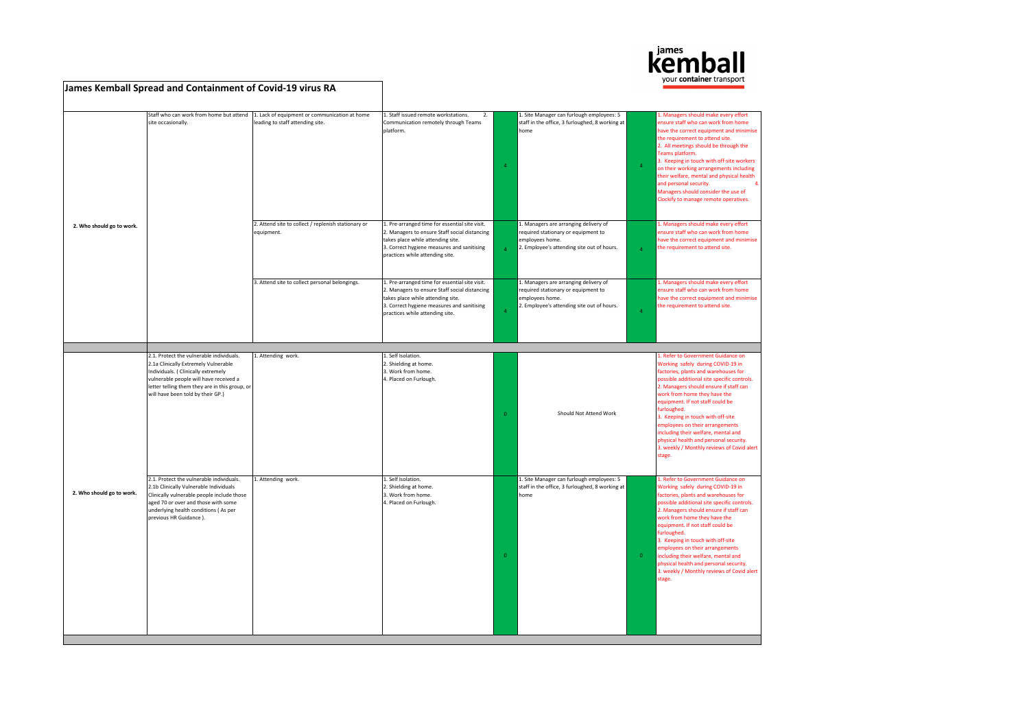# James Kemball Spread and Containment of Covid-19 virus RA

| | | | | | | | |
|---|---|---|---|---|---|---|---|
| 2. Who should go to work. | Staff who can work from home but attend site occasionally. | 1. Lack of equipment or communication at home leading to staff attending site. | 1. Staff issued remote workstations. 2. Communication remotely through Teams platform. | 4 | 1. Site Manager can furlough employees: 5 staff in the office, 3 furloughed, 8 working at home | 4 | 1. Managers should make every effort ensure staff who can work from home have the correct equipment and minimise the requirement to attend site. 2. All meetings should be through the Teams platform. 3. Keeping in touch with off-site workers on their working arrangements including their welfare, mental and physical health and personal security. 4. Managers should consider the use of Clockify to manage remote operatives. |
| | | 2. Attend site to collect / replenish stationary or equipment. | 1. Pre-arranged time for essential site visit. 2. Managers to ensure Staff social distancing takes place while attending site. 3. Correct hygiene measures and sanitising practices while attending site. | 4 | 1. Managers are arranging delivery of required stationary or equipment to employees home. 2. Employee's attending site out of hours. | 4 | 1. Managers should make every effort ensure staff who can work from home have the correct equipment and minimise the requirement to attend site. |
| | | 3. Attend site to collect personal belongings. | 1. Pre-arranged time for essential site visit. 2. Managers to ensure Staff social distancing takes place while attending site. 3. Correct hygiene measures and sanitising practices while attending site. | 4 | 1. Managers are arranging delivery of required stationary or equipment to employees home. 2. Employee's attending site out of hours. | 4 | 1. Managers should make every effort ensure staff who can work from home have the correct equipment and minimise the requirement to attend site. |
| | | | | | | | |
| 2. Who should go to work. | 2.1. Protect the vulnerable individuals. 2.1a Clinically Extremely Vulnerable Individuals. ( Clinically extremely vulnerable people will have received a letter telling them they are in this group, or will have been told by their GP.) | 1. Attending work. | 1. Self Isolation. 2. Shielding at home. 3. Work from home. 4. Placed on Furlough. | 0 | Should Not Attend Work | | 1. Refer to Government Guidance on Working safely during COVID-19 in factories, plants and warehouses for possible additional site specific controls. 2. Managers should ensure if staff can work from home they have the equipment. If not staff could be furloughed. 3. Keeping in touch with off-site employees on their arrangements including their welfare, mental and physical health and personal security. 3. weekly / Monthly reviews of Covid alert stage. |
| | 2.1. Protect the vulnerable individuals. 2.1b Clinically Vulnerable Individuals Clinically vulnerable people include those aged 70 or over and those with some underlying health conditions ( As per previous HR Guidance ). | 1. Attending work. | 1. Self Isolation. 2. Shielding at home. 3. Work from home. 4. Placed on Furlough. | 0 | 1. Site Manager can furlough employees: 5 staff in the office, 3 furloughed, 8 working at home | 0 | 1. Refer to Government Guidance on Working safely during COVID-19 in factories, plants and warehouses for possible additional site specific controls. 2. Managers should ensure if staff can work from home they have the equipment. If not staff could be furloughed. 3. Keeping in touch with off-site employees on their arrangements including their welfare, mental and physical health and personal security. 3. weekly / Monthly reviews of Covid alert stage. |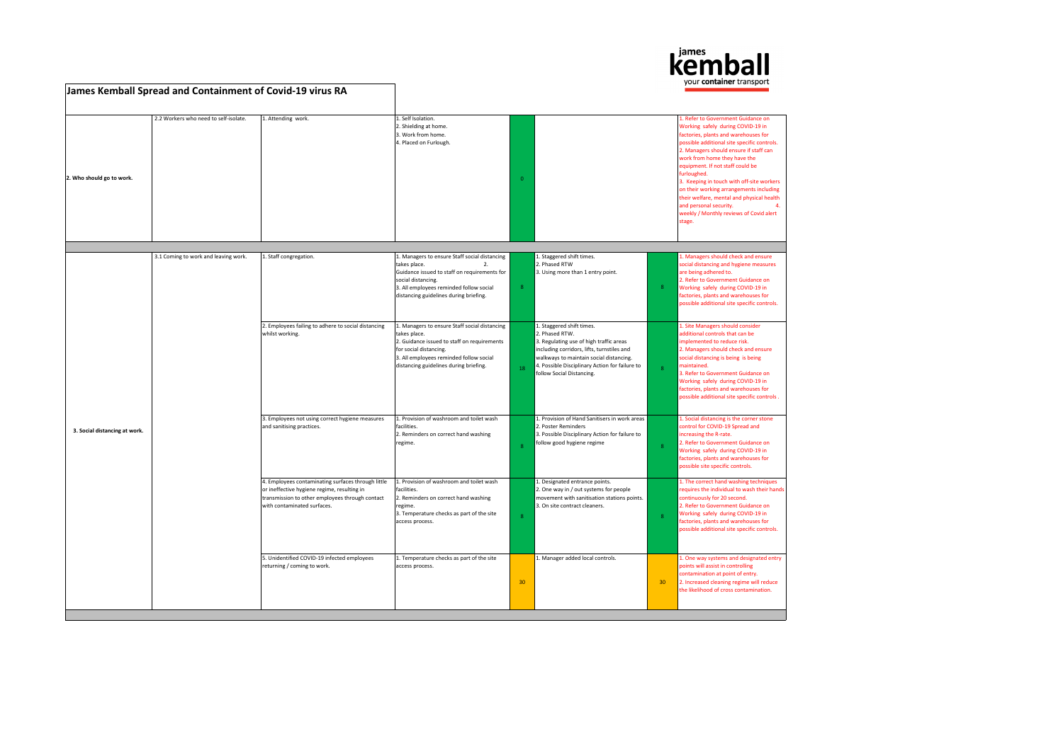# James Kemball Spread and Containment of Covid-19 virus RA

| | | | | | | | |
|---|---|---|---|---|---|---|---|
| 2. Who should go to work. | 2.2 Workers who need to self-isolate. | 1. Attending work. | 1. Self Isolation.<br>2. Shielding at home.<br>3. Work from home.<br>4. Placed on Furlough. | 0 | | | 1. Refer to Government Guidance on Working safely during COVID-19 in factories, plants and warehouses for possible additional site specific controls.<br>2. Managers should ensure if staff can work from home they have the equipment. If not staff could be furloughed.<br>3. Keeping in touch with off-site workers on their working arrangements including their welfare, mental and physical health and personal security. 4. weekly / Monthly reviews of Covid alert stage. |
| | | | | | | | |
| 3. Social distancing at work. | 3.1 Coming to work and leaving work. | 1. Staff congregation. | 1. Managers to ensure Staff social distancing takes place. 2. Guidance issued to staff on requirements for social distancing.<br>3. All employees reminded follow social distancing guidelines during briefing. | 8 | 1. Staggered shift times.<br>2. Phased RTW<br>3. Using more than 1 entry point. | 8 | 1. Managers should check and ensure social distancing and hygiene measures are being adhered to.<br>2. Refer to Government Guidance on Working safely during COVID-19 in factories, plants and warehouses for possible additional site specific controls. |
| | | 2. Employees failing to adhere to social distancing whilst working. | 1. Managers to ensure Staff social distancing takes place.<br>2. Guidance issued to staff on requirements for social distancing.<br>3. All employees reminded follow social distancing guidelines during briefing. | 18 | 1. Staggered shift times.<br>2. Phased RTW.<br>3. Regulating use of high traffic areas including corridors, lifts, turnstiles and walkways to maintain social distancing.<br>4. Possible Disciplinary Action for failure to follow Social Distancing. | 8 | 1. Site Managers should consider additional controls that can be implemented to reduce risk.<br>2. Managers should check and ensure social distancing is being is being maintained.<br>3. Refer to Government Guidance on Working safely during COVID-19 in factories, plants and warehouses for possible additional site specific controls . |
| | | 3. Employees not using correct hygiene measures and sanitising practices. | 1. Provision of washroom and toilet wash facilities.<br>2. Reminders on correct hand washing regime. | 8 | 1. Provision of Hand Sanitisers in work areas<br>2. Poster Reminders<br>3. Possible Disciplinary Action for failure to follow good hygiene regime | 8 | 1. Social distancing is the corner stone control for COVID-19 Spread and increasing the R-rate.<br>2. Refer to Government Guidance on Working safely during COVID-19 in factories, plants and warehouses for possible site specific controls. |
| | | 4. Employees contaminating surfaces through little or ineffective hygiene regime, resulting in transmission to other employees through contact with contaminated surfaces. | 1. Provision of washroom and toilet wash facilities.<br>2. Reminders on correct hand washing regime.<br>3. Temperature checks as part of the site access process. | 8 | 1. Designated entrance points.<br>2. One way in / out systems for people movement with sanitisation stations points.<br>3. On site contract cleaners. | 8 | 1. The correct hand washing techniques requires the individual to wash their hands continuously for 20 second.<br>2. Refer to Government Guidance on Working safely during COVID-19 in factories, plants and warehouses for possible additional site specific controls. |
| | | 5. Unidentified COVID-19 infected employees returning / coming to work. | 1. Temperature checks as part of the site access process. | 30 | 1. Manager added local controls. | 30 | 1. One way systems and designated entry points will assist in controlling contamination at point of entry.<br>2. Increased cleaning regime will reduce the likelihood of cross contamination. |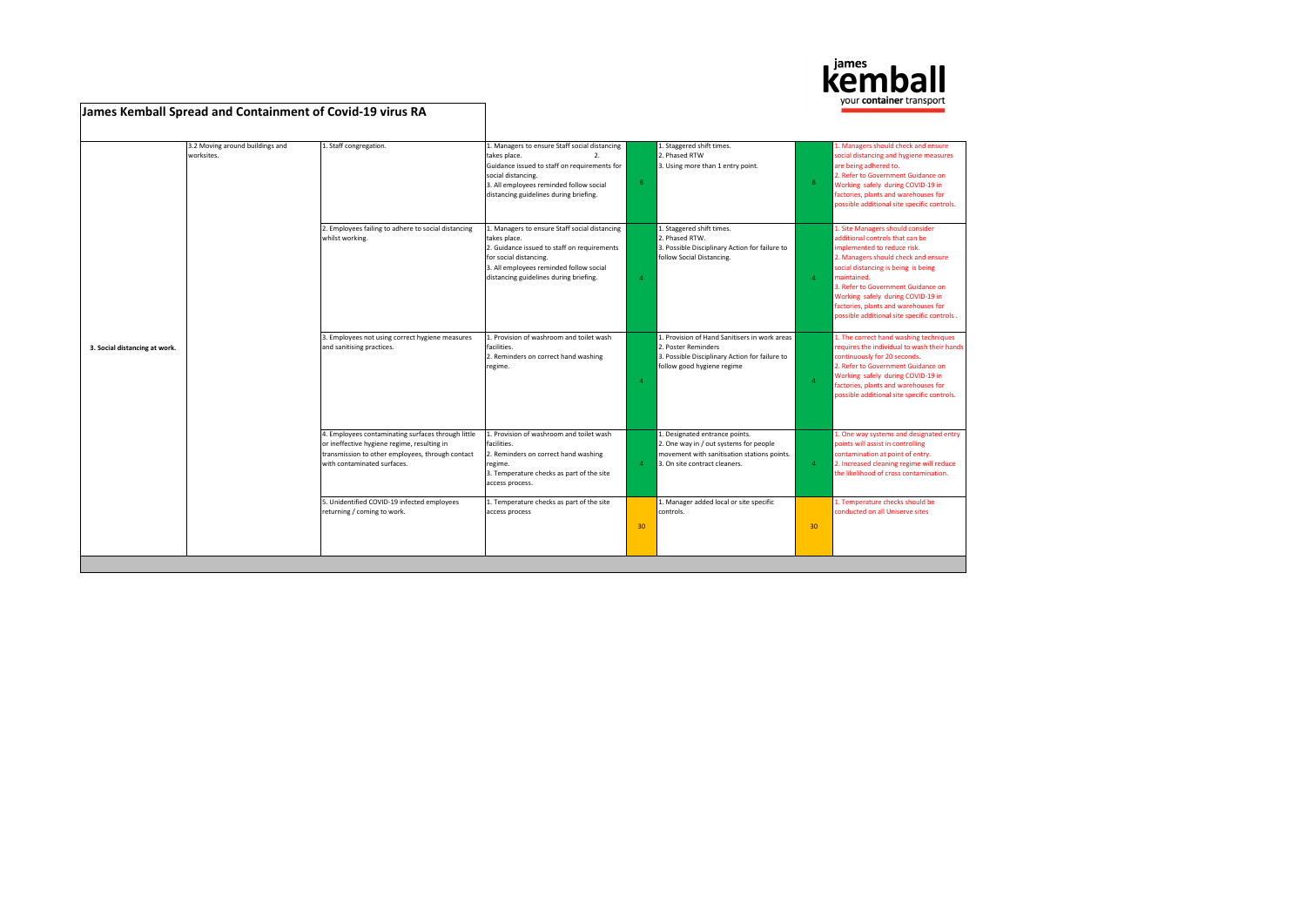# James Kemball Spread and Containment of Covid-19 virus RA

| | | | | | | | |
|---|---|---|---|---|---|---|---|
| 3. Social distancing at work. | 3.2 Moving around buildings and worksites. | 1. Staff congregation. | 1. Managers to ensure Staff social distancing takes place. 2. Guidance issued to staff on requirements for social distancing. 3. All employees reminded follow social distancing guidelines during briefing. | 8 | 1. Staggered shift times. 2. Phased RTW 3. Using more than 1 entry point. | 8 | 1. Managers should check and ensure social distancing and hygiene measures are being adhered to. 2. Refer to Government Guidance on Working safely during COVID-19 in factories, plants and warehouses for possible additional site specific controls. |
| | | 2. Employees failing to adhere to social distancing whilst working. | 1. Managers to ensure Staff social distancing takes place. 2. Guidance issued to staff on requirements for social distancing. 3. All employees reminded follow social distancing guidelines during briefing. | 4 | 1. Staggered shift times. 2. Phased RTW. 3. Possible Disciplinary Action for failure to follow Social Distancing. | 4 | 1. Site Managers should consider additional controls that can be implemented to reduce risk. 2. Managers should check and ensure social distancing is being is being maintained. 3. Refer to Government Guidance on Working safely during COVID-19 in factories, plants and warehouses for possible additional site specific controls . |
| | | 3. Employees not using correct hygiene measures and sanitising practices. | 1. Provision of washroom and toilet wash facilities. 2. Reminders on correct hand washing regime. | 4 | 1. Provision of Hand Sanitisers in work areas 2. Poster Reminders 3. Possible Disciplinary Action for failure to follow good hygiene regime | 4 | 1. The correct hand washing techniques requires the individual to wash their hands continuously for 20 seconds. 2. Refer to Government Guidance on Working safely during COVID-19 in factories, plants and warehouses for possible additional site specific controls. |
| | | 4. Employees contaminating surfaces through little or ineffective hygiene regime, resulting in transmission to other employees, through contact with contaminated surfaces. | 1. Provision of washroom and toilet wash facilities. 2. Reminders on correct hand washing regime. 3. Temperature checks as part of the site access process. | 4 | 1. Designated entrance points. 2. One way in / out systems for people movement with sanitisation stations points. 3. On site contract cleaners. | 4 | 1. One way systems and designated entry points will assist in controlling contamination at point of entry. 2. Increased cleaning regime will reduce the likelihood of cross contamination. |
| | | 5. Unidentified COVID-19 infected employees returning / coming to work. | 1. Temperature checks as part of the site access process | 30 | 1. Manager added local or site specific controls. | 30 | 1. Temperature checks should be conducted on all Uniserve sites |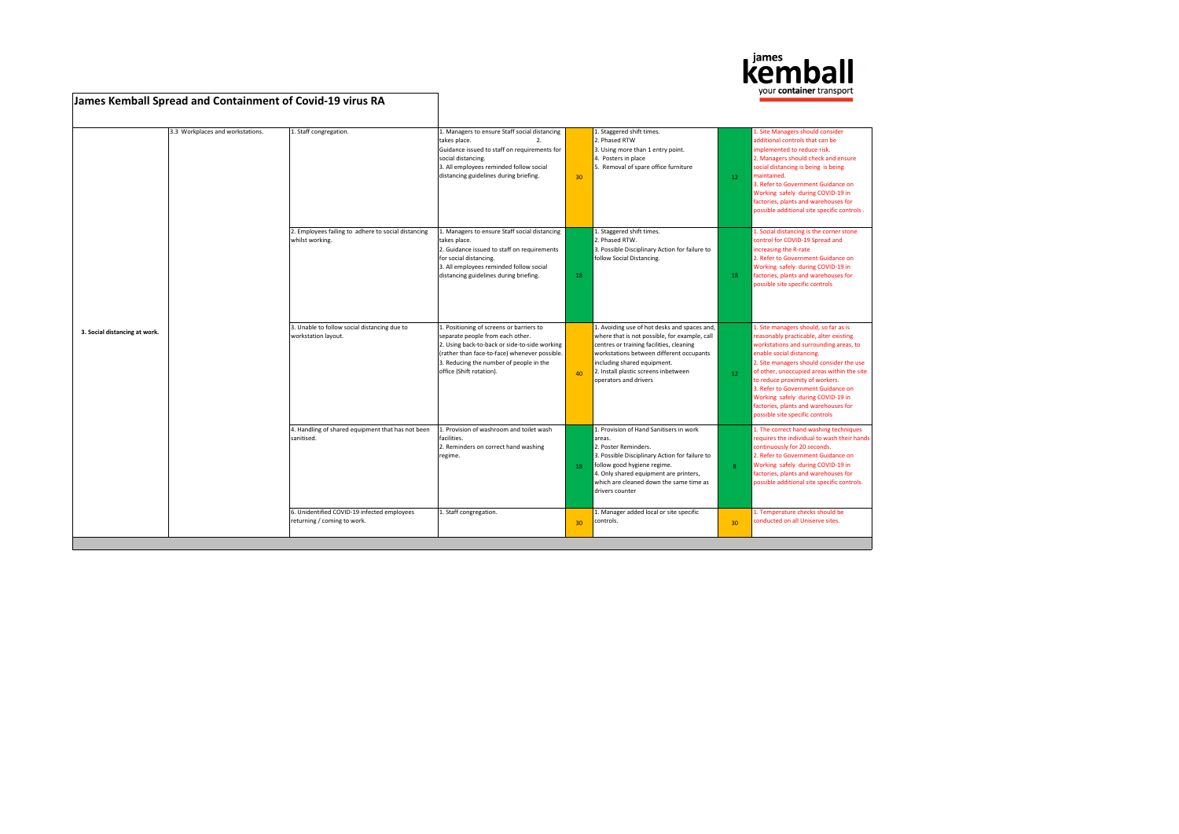## James Kemball Spread and Containment of Covid-19 virus RA

| | | | | | | | |
|---|---|---|---|---|---|---|---|
| 3. Social distancing at work. | 3.3 Workplaces and workstations. | 1. Staff congregation. | 1. Managers to ensure Staff social distancing takes place. 2. Guidance issued to staff on requirements for social distancing. 3. All employees reminded follow social distancing guidelines during briefing. | 30 | 1. Staggered shift times. 2. Phased RTW 3. Using more than 1 entry point. 4. Posters in place 5. Removal of spare office furniture | 12 | 1. Site Managers should consider additional controls that can be implemented to reduce risk. 2. Managers should check and ensure social distancing is being is being maintained. 3. Refer to Government Guidance on Working safely during COVID-19 in factories, plants and warehouses for possible additional site specific controls . |
| | | 2. Employees failing to adhere to social distancing whilst working. | 1. Managers to ensure Staff social distancing takes place. 2. Guidance issued to staff on requirements for social distancing. 3. All employees reminded follow social distancing guidelines during briefing. | 18 | 1. Staggered shift times. 2. Phased RTW. 3. Possible Disciplinary Action for failure to follow Social Distancing. | 18 | 1. Social distancing is the corner stone control for COVID-19 Spread and increasing the R-rate 2. Refer to Government Guidance on Working safely during COVID-19 in factories, plants and warehouses for possible site specific controls |
| | | 3. Unable to follow social distancing due to workstation layout. | 1. Positioning of screens or barriers to separate people from each other. 2. Using back-to-back or side-to-side working (rather than face-to-face) whenever possible. 3. Reducing the number of people in the office (Shift rotation). | 40 | 1. Avoiding use of hot desks and spaces and, where that is not possible, for example, call centres or training facilities, cleaning workstations between different occupants including shared equipment. 2. Install plastic screens inbetween operators and drivers | 12 | 1. Site managers should, so far as is reasonably practicable, alter existing workstations and surrounding areas, to enable social distancing. 2. Site managers should consider the use of other, unoccupied areas within the site to reduce proximity of workers. 3. Refer to Government Guidance on Working safely during COVID-19 in factories, plants and warehouses for possible site specific controls |
| | | 4. Handling of shared equipment that has not been sanitised. | 1. Provision of washroom and toilet wash facilities. 2. Reminders on correct hand washing regime. | 18 | 1. Provision of Hand Sanitisers in work areas. 2. Poster Reminders. 3. Possible Disciplinary Action for failure to follow good hygiene regime. 4. Only shared equipment are printers, which are cleaned down the same time as drivers counter | 8 | 1. The correct hand washing techniques requires the individual to wash their hands continuously for 20 seconds. 2. Refer to Government Guidance on Working safely during COVID-19 in factories, plants and warehouses for possible additional site specific controls. |
| | | 6. Unidentified COVID-19 infected employees returning / coming to work. | 1. Staff congregation. | 30 | 1. Manager added local or site specific controls. | 30 | 1. Temperature checks should be conducted on all Uniserve sites. |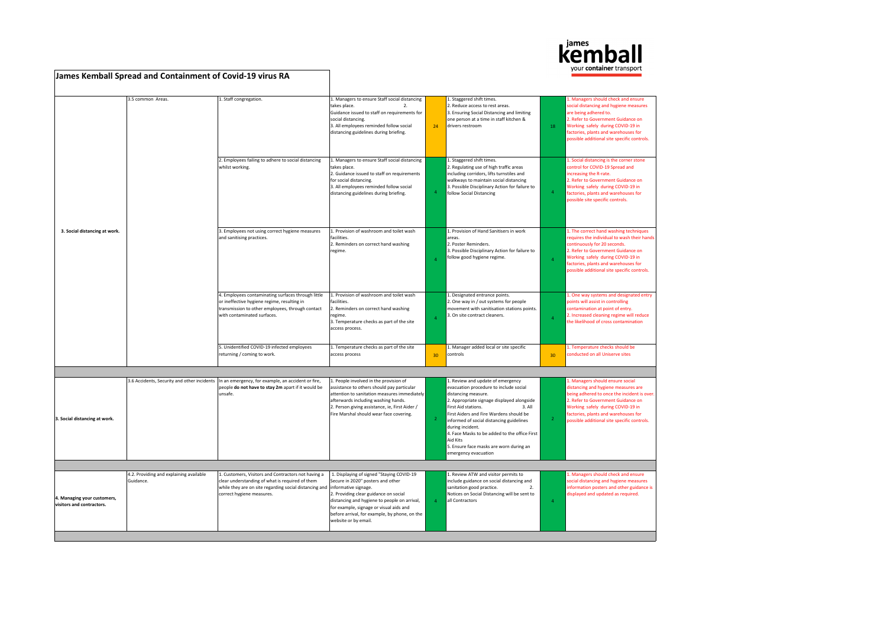# James Kemball Spread and Containment of Covid-19 virus RA

| | | | | | | | |
|---|---|---|---|---|---|---|---|
| 3. Social distancing at work. | 3.5 common Areas. | 1. Staff congregation. | 1. Managers to ensure Staff social distancing takes place. 2. Guidance issued to staff on requirements for social distancing. 3. All employees reminded follow social distancing guidelines during briefing. | 24 | 1. Staggered shift times. 2. Reduce access to rest areas. 3. Ensuring Social Distancing and limiting one person at a time in staff kitchen & drivers restroom | 18 | 1. Managers should check and ensure social distancing and hygiene measures are being adhered to. 2. Refer to Government Guidance on Working safely during COVID-19 in factories, plants and warehouses for possible additional site specific controls. |
| | | 2. Employees failing to adhere to social distancing whilst working. | 1. Managers to ensure Staff social distancing takes place. 2. Guidance issued to staff on requirements for social distancing. 3. All employees reminded follow social distancing guidelines during briefing. | 4 | 1. Staggered shift times. 2. Regulating use of high traffic areas including corridors, lifts turnstiles and walkways to maintain social distancing 3. Possible Disciplinary Action for failure to follow Social Distancing | 4 | 1. Social distancing is the corner stone control for COVID-19 Spread and increasing the R-rate. 2. Refer to Government Guidance on Working safely during COVID-19 in factories, plants and warehouses for possible site specific controls. |
| | | 3. Employees not using correct hygiene measures and sanitising practices. | 1. Provision of washroom and toilet wash facilities. 2. Reminders on correct hand washing regime. | 4 | 1. Provision of Hand Sanitisers in work areas. 2. Poster Reminders. 3. Possible Disciplinary Action for failure to follow good hygiene regime. | 4 | 1. The correct hand washing techniques requires the individual to wash their hands continuously for 20 seconds. 2. Refer to Government Guidance on Working safely during COVID-19 in factories, plants and warehouses for possible additional site specific controls. |
| | | 4. Employees contaminating surfaces through little or ineffective hygiene regime, resulting in transmission to other employees, through contact with contaminated surfaces. | 1. Provision of washroom and toilet wash facilities. 2. Reminders on correct hand washing regime. 3. Temperature checks as part of the site access process. | 4 | 1. Designated entrance points. 2. One way in / out systems for people movement with sanitisation stations points. 3. On site contract cleaners. | 4 | 1. One way systems and designated entry points will assist in controlling contamination at point of entry. 2. Increased cleaning regime will reduce the likelihood of cross contamination |
| | | 5. Unidentified COVID-19 infected employees returning / coming to work. | 1. Temperature checks as part of the site access process | 30 | 1. Manager added local or site specific controls | 30 | 1. Temperature checks should be conducted on all Uniserve sites |
| | | | | | | | |
| 3. Social distancing at work. | 3.6 Accidents, Security and other incidents | In an emergency, for example, an accident or fire, people **do not have to stay 2m** apart if it would be unsafe. | 1. People involved in the provision of assistance to others should pay particular attention to sanitation measures immediately afterwards including washing hands. 2. Person giving assistance, ie, First Aider / Fire Marshal should wear face covering. | 2 | 1. Review and update of emergency evacuation procedure to include social distancing measure. 2. Appropriate signage displayed alongside First Aid stations. 3. All First Aiders and Fire Wardens should be informed of social distancing guidelines during incident. 4. Face Masks to be added to the office First Aid Kits 5. Ensure face masks are worn during an emergency evacuation | 2 | 1. Managers should ensure social distancing and hygiene measures are being adhered to once the incident is over. 2. Refer to Government Guidance on Working safely during COVID-19 in factories, plants and warehouses for possible additional site specific controls. |
| | | | | | | | |
| 4. Managing your customers, visitors and contractors. | 4.2. Providing and explaining available Guidance. | 1. Customers, Visitors and Contractors not having a clear understanding of what is required of them while they are on site regarding social distancing and correct hygiene measures. | 1. Displaying of signed "Staying COVID-19 Secure in 2020" posters and other informative signage. 2. Providing clear guidance on social distancing and hygiene to people on arrival, for example, signage or visual aids and before arrival, for example, by phone, on the website or by email. | 4 | 1. Review ATW and visitor permits to include guidance on social distancing and sanitation good practice. 2. Notices on Social Distancing will be sent to all Contractors | 4 | 1. Managers should check and ensure social distancing and hygiene measures information posters and other guidance is displayed and updated as required. |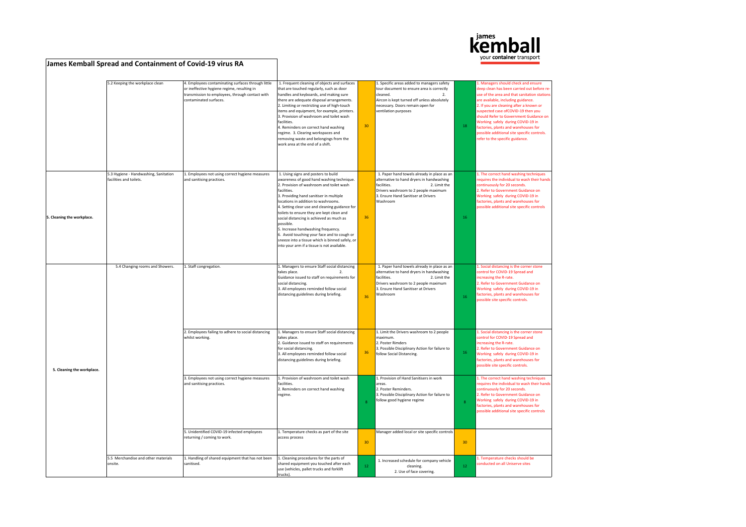# James Kemball Spread and Containment of Covid-19 virus RA

| | | | | | | | |
|---|---|---|---|---|---|---|---|
| | 5.2 Keeping the workplace clean | 4. Employees contaminating surfaces through little or ineffective hygiene regime, resulting in transmission to employees, through contact with contaminated surfaces. | 1. Frequent cleaning of objects and surfaces that are touched regularly, such as door handles and keyboards, and making sure there are adequate disposal arrangements. 2. Limiting or restricting use of high-touch items and equipment, for example, printers. 3. Provision of washroom and toilet wash facilities. 4. Reminders on correct hand washing regime. 3. Clearing workspaces and removing waste and belongings from the work area at the end of a shift. | 30 | 1. Specific areas added to managers safety tour document to ensure area is correctly cleaned. 2. Aircon is kept turned off unless absolutely necessary. Doors remain open for ventilation purposes | 18 | 1. Managers should check and ensure deep clean has been carried out before re-use of the area and that sanitation stations are available, including guidance. 2. If you are cleaning after a known or suspected case ofCOVID-19 then you should Refer to Government Guidance on Working safely during COVID-19 in factories, plants and warehouses for possible additional site specific controls. refer to the specific guidance. |
| 5. Cleaning the workplace. | 5.3 Hygiene - Handwashing, Sanitation facilities and toilets. | 1. Employees not using correct hygiene measures and sanitising practices. | 1. Using signs and posters to build awareness of good hand washing technique. 2. Provision of washroom and toilet wash facilities. 3. Providing hand sanitiser in multiple locations in addition to washrooms. 4. Setting clear use and cleaning guidance for toilets to ensure they are kept clean and social distancing is achieved as much as possible. 5. Increase handwashing frequency. 6. Avoid touching your face and to cough or sneeze into a tissue which is binned safely, or into your arm if a tissue is not available. | 36 | 1. Paper hand towels already in place as an alternative to hand dryers in handwashing facilities. 2. Limit the Drivers washroom to 2 people maximum 3. Ensure Hand Sanitiser at Drivers Washroom | 16 | 1. The correct hand washing techniques requires the individual to wash their hands continuously for 20 seconds. 2. Refer to Government Guidance on Working safely during COVID-19 in factories, plants and warehouses for possible additional site specific controls |
| | 5.4 Changing rooms and Showers. | 1. Staff congregation. | 1. Managers to ensure Staff social distancing takes place. 2. Guidance issued to staff on requirements for social distancing. 3. All employees reminded follow social distancing guidelines during briefing. | 36 | 1. Paper hand towels already in place as an alternative to hand dryers in handwashing facilities. 2. Limit the Drivers washroom to 2 people maximum 3. Ensure Hand Sanitiser at Drivers Washroom | 16 | 1. Social distancing is the corner stone control for COVID-19 Spread and increasing the R-rate. 2. Refer to Government Guidance on Working safely during COVID-19 in factories, plants and warehouses for possible site specific controls. |
| 5. Cleaning the workplace. | | 2. Employees failing to adhere to social distancing whilst working. | 1. Managers to ensure Staff social distancing takes place. 2. Guidance issued to staff on requirements for social distancing. 3. All employees reminded follow social distancing guidelines during briefing. | 36 | 1. Limit the Drivers washroom to 2 people maximum. 2. Poster Rimders 3. Possible Disciplinary Action for failure to follow Social Distancing. | 16 | 1. Social distancing is the corner stone control for COVID-19 Spread and increasing the R-rate. 2. Refer to Government Guidance on Working safely during COVID-19 in factories, plants and warehouses for possible site specific controls. |
| | | 3. Employees not using correct hygiene measures and sanitising practices. | 1. Provision of washroom and toilet wash facilities. 2. Reminders on correct hand washing regime. | 8 | 1. Provision of Hand Sanitisers in work areas. 2. Poster Reminders. 3. Possible Disciplinary Action for failure to follow good hygiene regime | 8 | 1. The correct hand washing techniques requires the individual to wash their hands continuously for 20 seconds. 2. Refer to Government Guidance on Working safely during COVID-19 in factories, plants and warehouses for possible additional site specific controls |
| | | 5. Unidentified COVID-19 infected employees returning / coming to work. | 1. Temperature checks as part of the site access process | 30 | Manager added local or site specific controls | 30 | |
| | 5.5 Merchandise and other materials onsite. | 1. Handling of shared equipment that has not been sanitised. | 1. Cleaning procedures for the parts of shared equipment you touched after each use (vehicles, pallet trucks and forklift trucks). | 12 | 1. Increased schedule for company vehicle cleaning. 2. Use of face covering. | 12 | 1. Temperature checks should be conducted on all Uniserve sites |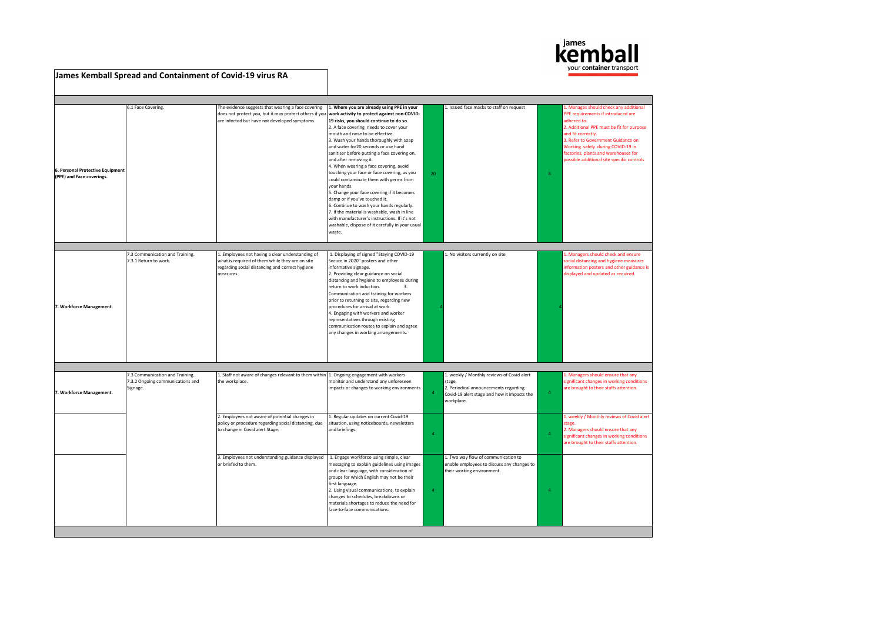## James Kemball Spread and Containment of Covid-19 virus RA

| | | | | | | | |
|---|---|---|---|---|---|---|---|
| 6. Personal Protective Equipment (PPE) and Face coverings. | 6.1 Face Covering. | The evidence suggests that wearing a face covering does not protect you, but it may protect others if you are infected but have not developed symptoms. | 1. **Where you are already using PPE in your work activity to protect against non-COVID-19 risks, you should continue to do so**.<br>2. A face covering needs to cover your mouth and nose to be effective.<br>3. Wash your hands thoroughly with soap and water for20 seconds or use hand sanitiser before putting a face covering on, and after removing it.<br>4. When wearing a face covering, avoid touching your face or face covering, as you could contaminate them with germs from your hands.<br>5. Change your face covering if it becomes damp or if you've touched it.<br>6. Continue to wash your hands regularly.<br>7. If the material is washable, wash in line with manufacturer's instructions. If it's not washable, dispose of it carefully in your usual waste. | 20 | 1. Issued face masks to staff on request | 8 | 1. Manages should check any additional PPE requirements if introduced are adhered to.<br>2. Additional PPE must be fit for purpose and fit correctly.<br>3. Refer to Government Guidance on Working safely during COVID-19 in factories, plants and warehouses for possible additional site specific controls |
| 7. Workforce Management. | 7.3 Communication and Training.<br>7.3.1 Return to work. | 1. Employees not having a clear understanding of what is required of them while they are on site regarding social distancing and correct hygiene measures. | 1. Displaying of signed "Staying COVID-19 Secure in 2020" posters and other informative signage.<br>2. Providing clear guidance on social distancing and hygiene to employees during return to work induction.<br>3. Communication and training for workers prior to returning to site, regarding new procedures for arrival at work.<br>4. Engaging with workers and worker representatives through existing communication routes to explain and agree any changes in working arrangements. | 4 | 1. No visitors currently on site | 4 | 1. Managers should check and ensure social distancing and hygiene measures information posters and other guidance is displayed and updated as required. |
| 7. Workforce Management. | 7.3 Communication and Training.<br>7.3.2 Ongoing communications and Signage. | 1. Staff not aware of changes relevant to them within the workplace. | 1. Ongoing engagement with workers monitor and understand any unforeseen impacts or changes to working environments. | 4 | 1. weekly / Monthly reviews of Covid alert stage.<br>2. Periodical announcements regarding Covid-19 alert stage and how it impacts the workplace. | 4 | 1. Managers should ensure that any significant changes in working conditions are brought to their staffs attention. |
| | | 2. Employees not aware of potential changes in policy or procedure regarding social distancing, due to change in Covid alert Stage. | 1. Regular updates on current Covid-19 situation, using noticeboards, newsletters and briefings. | 4 | | 4 | 1. weekly / Monthly reviews of Covid alert stage.<br>2. Managers should ensure that any significant changes in working conditions are brought to their staffs attention. |
| | | 3. Employees not understanding guidance displayed or briefed to them. | 1. Engage workforce using simple, clear messaging to explain guidelines using images and clear language, with consideration of groups for which English may not be their first language.<br>2. Using visual communications, to explain changes to schedules, breakdowns or materials shortages to reduce the need for face-to-face communications. | 4 | 1. Two way flow of communication to enable employees to discuss any changes to their working environment. | 4 | |